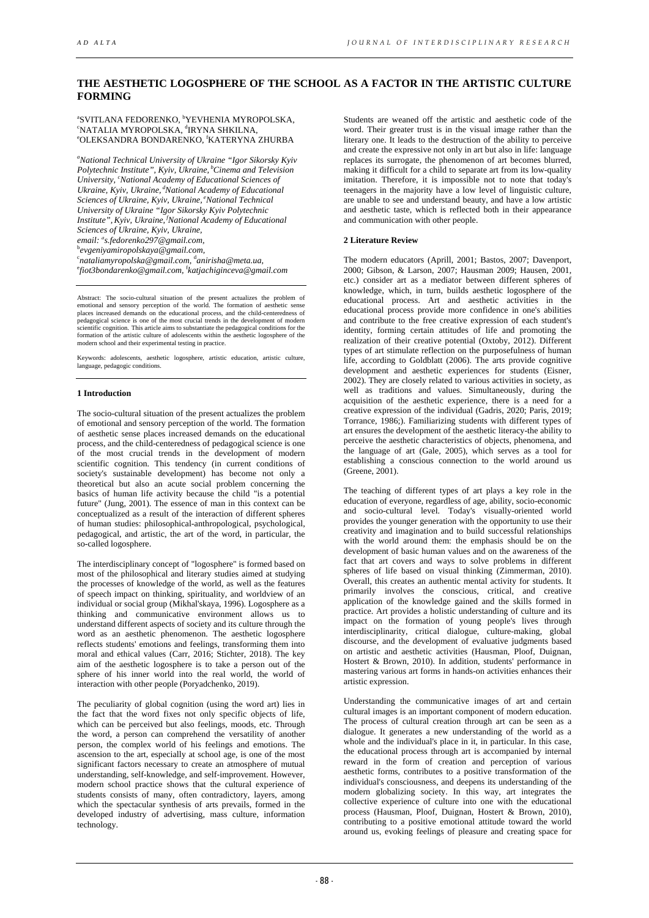# THE AESTHETIC LOGOSPHERE OF THE SCHOOL AS A FACTOR IN THE ARTISTIC CULTURE FORMING

[a]SVITLANA FEDORENKO, [b]YEVHENIA MYROPOLSKA, [c]NATALIA MYROPOLSKA, [d]IRYNA SHKILNA, [e]OLEKSANDRA BONDARENKO, [f]KATERYNA ZHURBA

*[a]National Technical University of Ukraine "Igor Sikorsky Kyiv Polytechnic Institute", Kyiv, Ukraine, [b]Cinema and Television University, [c]National Academy of Educational Sciences of Ukraine, Kyiv, Ukraine, [d]National Academy of Educational Sciences of Ukraine, Kyiv, Ukraine, [e]National Technical University of Ukraine "Igor Sikorsky Kyiv Polytechnic Institute", Kyiv, Ukraine, [f]National Academy of Educational Sciences of Ukraine, Kyiv, Ukraine,*
*email: [a]s.fedorenko297@gmail.com, [b]evgeniyamiropolskaya@gmail.com, [c]nataliamyropolska@gmail.com, [d]anirisha@meta.ua, [e]fiot3bondarenko@gmail.com, [f]katjachiginceva@gmail.com*

Abstract: The socio-cultural situation of the present actualizes the problem of emotional and sensory perception of the world. The formation of aesthetic sense places increased demands on the educational process, and the child-centeredness of pedagogical science is one of the most crucial trends in the development of modern scientific cognition. This article aims to substantiate the pedagogical conditions for the formation of the artistic culture of adolescents within the aesthetic logosphere of the modern school and their experimental testing in practice.

Keywords: adolescents, aesthetic logosphere, artistic education, artistic culture, language, pedagogic conditions.

## 1 Introduction

The socio-cultural situation of the present actualizes the problem of emotional and sensory perception of the world. The formation of aesthetic sense places increased demands on the educational process, and the child-centeredness of pedagogical science is one of the most crucial trends in the development of modern scientific cognition. This tendency (in current conditions of society's sustainable development) has become not only a theoretical but also an acute social problem concerning the basics of human life activity because the child "is a potential future" (Jung, 2001). The essence of man in this context can be conceptualized as a result of the interaction of different spheres of human studies: philosophical-anthropological, psychological, pedagogical, and artistic, the art of the word, in particular, the so-called logosphere.

The interdisciplinary concept of "logosphere" is formed based on most of the philosophical and literary studies aimed at studying the processes of knowledge of the world, as well as the features of speech impact on thinking, spirituality, and worldview of an individual or social group (Mikhal'skaya, 1996). Logosphere as a thinking and communicative environment allows us to understand different aspects of society and its culture through the word as an aesthetic phenomenon. The aesthetic logosphere reflects students' emotions and feelings, transforming them into moral and ethical values (Carr, 2016; Stichter, 2018). The key aim of the aesthetic logosphere is to take a person out of the sphere of his inner world into the real world, the world of interaction with other people (Poryadchenko, 2019).

The peculiarity of global cognition (using the word art) lies in the fact that the word fixes not only specific objects of life, which can be perceived but also feelings, moods, etc. Through the word, a person can comprehend the versatility of another person, the complex world of his feelings and emotions. The ascension to the art, especially at school age, is one of the most significant factors necessary to create an atmosphere of mutual understanding, self-knowledge, and self-improvement. However, modern school practice shows that the cultural experience of students consists of many, often contradictory, layers, among which the spectacular synthesis of arts prevails, formed in the developed industry of advertising, mass culture, information technology.

Students are weaned off the artistic and aesthetic code of the word. Their greater trust is in the visual image rather than the literary one. It leads to the destruction of the ability to perceive and create the expressive not only in art but also in life: language replaces its surrogate, the phenomenon of art becomes blurred, making it difficult for a child to separate art from its low-quality imitation. Therefore, it is impossible not to note that today's teenagers in the majority have a low level of linguistic culture, are unable to see and understand beauty, and have a low artistic and aesthetic taste, which is reflected both in their appearance and communication with other people.

## 2 Literature Review

The modern educators (Aprill, 2001; Bastos, 2007; Davenport, 2000; Gibson, & Larson, 2007; Hausman 2009; Hausen, 2001, etc.) consider art as a mediator between different spheres of knowledge, which, in turn, builds aesthetic logosphere of the educational process. Art and aesthetic activities in the educational process provide more confidence in one's abilities and contribute to the free creative expression of each student's identity, forming certain attitudes of life and promoting the realization of their creative potential (Oxtoby, 2012). Different types of art stimulate reflection on the purposefulness of human life, according to Goldblatt (2006). The arts provide cognitive development and aesthetic experiences for students (Eisner, 2002). They are closely related to various activities in society, as well as traditions and values. Simultaneously, during the acquisition of the aesthetic experience, there is a need for a creative expression of the individual (Gadris, 2020; Paris, 2019; Torrance, 1986;). Familiarizing students with different types of art ensures the development of the aesthetic literacy-the ability to perceive the aesthetic characteristics of objects, phenomena, and the language of art (Gale, 2005), which serves as a tool for establishing a conscious connection to the world around us (Greene, 2001).

The teaching of different types of art plays a key role in the education of everyone, regardless of age, ability, socio-economic and socio-cultural level. Today's visually-oriented world provides the younger generation with the opportunity to use their creativity and imagination and to build successful relationships with the world around them: the emphasis should be on the development of basic human values and on the awareness of the fact that art covers and ways to solve problems in different spheres of life based on visual thinking (Zimmerman, 2010). Overall, this creates an authentic mental activity for students. It primarily involves the conscious, critical, and creative application of the knowledge gained and the skills formed in practice. Art provides a holistic understanding of culture and its impact on the formation of young people's lives through interdisciplinarity, critical dialogue, culture-making, global discourse, and the development of evaluative judgments based on artistic and aesthetic activities (Hausman, Ploof, Duignan, Hostert & Brown, 2010). In addition, students' performance in mastering various art forms in hands-on activities enhances their artistic expression.

Understanding the communicative images of art and certain cultural images is an important component of modern education. The process of cultural creation through art can be seen as a dialogue. It generates a new understanding of the world as a whole and the individual's place in it, in particular. In this case, the educational process through art is accompanied by internal reward in the form of creation and perception of various aesthetic forms, contributes to a positive transformation of the individual's consciousness, and deepens its understanding of the modern globalizing society. In this way, art integrates the collective experience of culture into one with the educational process (Hausman, Ploof, Duignan, Hostert & Brown, 2010), contributing to a positive emotional attitude toward the world around us, evoking feelings of pleasure and creating space for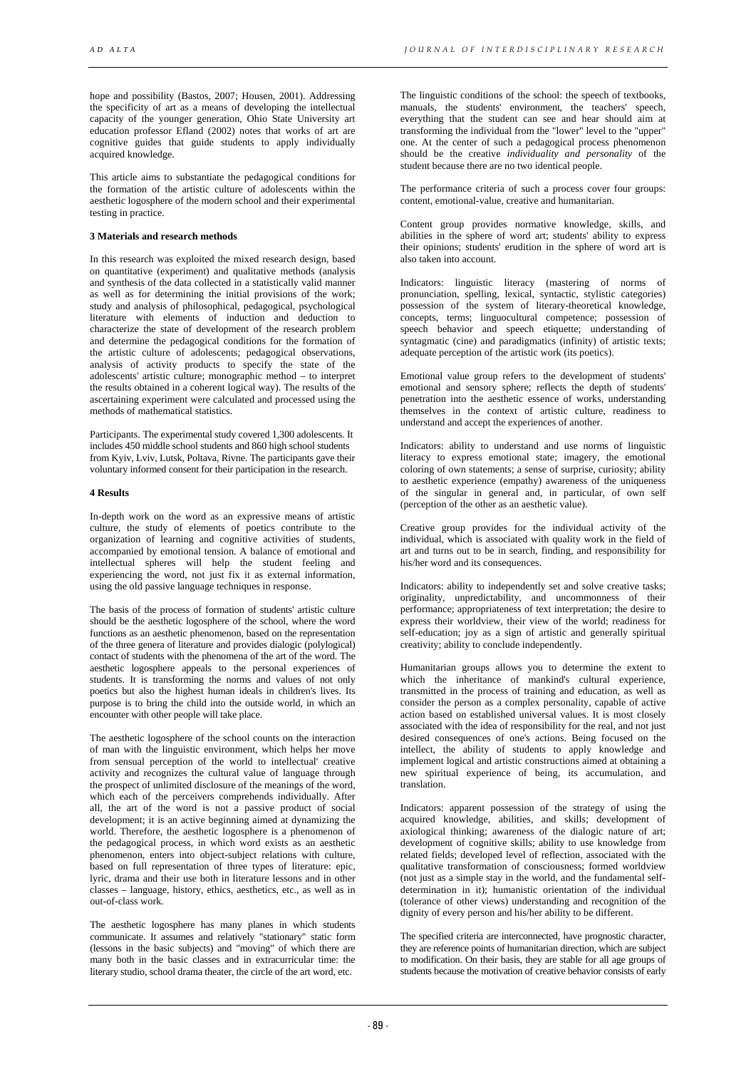hope and possibility (Bastos, 2007; Housen, 2001). Addressing the specificity of art as a means of developing the intellectual capacity of the younger generation, Ohio State University art education professor Efland (2002) notes that works of art are cognitive guides that guide students to apply individually acquired knowledge.

This article aims to substantiate the pedagogical conditions for the formation of the artistic culture of adolescents within the aesthetic logosphere of the modern school and their experimental testing in practice.

### 3 Materials and research methods

In this research was exploited the mixed research design, based on quantitative (experiment) and qualitative methods (analysis and synthesis of the data collected in a statistically valid manner as well as for determining the initial provisions of the work; study and analysis of philosophical, pedagogical, psychological literature with elements of induction and deduction to characterize the state of development of the research problem and determine the pedagogical conditions for the formation of the artistic culture of adolescents; pedagogical observations, analysis of activity products to specify the state of the adolescents' artistic culture; monographic method – to interpret the results obtained in a coherent logical way). The results of the ascertaining experiment were calculated and processed using the methods of mathematical statistics.

Participants. The experimental study covered 1,300 adolescents. It includes 450 middle school students and 860 high school students from Kyiv, Lviv, Lutsk, Poltava, Rivne. The participants gave their voluntary informed consent for their participation in the research.

### 4 Results

In-depth work on the word as an expressive means of artistic culture, the study of elements of poetics contribute to the organization of learning and cognitive activities of students, accompanied by emotional tension. A balance of emotional and intellectual spheres will help the student feeling and experiencing the word, not just fix it as external information, using the old passive language techniques in response.

The basis of the process of formation of students' artistic culture should be the aesthetic logosphere of the school, where the word functions as an aesthetic phenomenon, based on the representation of the three genera of literature and provides dialogic (polylogical) contact of students with the phenomena of the art of the word. The aesthetic logosphere appeals to the personal experiences of students. It is transforming the norms and values of not only poetics but also the highest human ideals in children's lives. Its purpose is to bring the child into the outside world, in which an encounter with other people will take place.

The aesthetic logosphere of the school counts on the interaction of man with the linguistic environment, which helps her move from sensual perception of the world to intellectual' creative activity and recognizes the cultural value of language through the prospect of unlimited disclosure of the meanings of the word, which each of the perceivers comprehends individually. After all, the art of the word is not a passive product of social development; it is an active beginning aimed at dynamizing the world. Therefore, the aesthetic logosphere is a phenomenon of the pedagogical process, in which word exists as an aesthetic phenomenon, enters into object-subject relations with culture, based on full representation of three types of literature: epic, lyric, drama and their use both in literature lessons and in other classes – language, history, ethics, aesthetics, etc., as well as in out-of-class work.

The aesthetic logosphere has many planes in which students communicate. It assumes and relatively "stationary" static form (lessons in the basic subjects) and "moving" of which there are many both in the basic classes and in extracurricular time: the literary studio, school drama theater, the circle of the art word, etc.

The linguistic conditions of the school: the speech of textbooks, manuals, the students' environment, the teachers' speech, everything that the student can see and hear should aim at transforming the individual from the "lower" level to the "upper" one. At the center of such a pedagogical process phenomenon should be the creative *individuality and personality* of the student because there are no two identical people.

The performance criteria of such a process cover four groups: content, emotional-value, creative and humanitarian.

Content group provides normative knowledge, skills, and abilities in the sphere of word art; students' ability to express their opinions; students' erudition in the sphere of word art is also taken into account.

Indicators: linguistic literacy (mastering of norms of pronunciation, spelling, lexical, syntactic, stylistic categories) possession of the system of literary-theoretical knowledge, concepts, terms; linguocultural competence; possession of speech behavior and speech etiquette; understanding of syntagmatic (cine) and paradigmatics (infinity) of artistic texts; adequate perception of the artistic work (its poetics).

Emotional value group refers to the development of students' emotional and sensory sphere; reflects the depth of students' penetration into the aesthetic essence of works, understanding themselves in the context of artistic culture, readiness to understand and accept the experiences of another.

Indicators: ability to understand and use norms of linguistic literacy to express emotional state; imagery, the emotional coloring of own statements; a sense of surprise, curiosity; ability to aesthetic experience (empathy) awareness of the uniqueness of the singular in general and, in particular, of own self (perception of the other as an aesthetic value).

Creative group provides for the individual activity of the individual, which is associated with quality work in the field of art and turns out to be in search, finding, and responsibility for his/her word and its consequences.

Indicators: ability to independently set and solve creative tasks; originality, unpredictability, and uncommonness of their performance; appropriateness of text interpretation; the desire to express their worldview, their view of the world; readiness for self-education; joy as a sign of artistic and generally spiritual creativity; ability to conclude independently.

Humanitarian groups allows you to determine the extent to which the inheritance of mankind's cultural experience, transmitted in the process of training and education, as well as consider the person as a complex personality, capable of active action based on established universal values. It is most closely associated with the idea of responsibility for the real, and not just desired consequences of one's actions. Being focused on the intellect, the ability of students to apply knowledge and implement logical and artistic constructions aimed at obtaining a new spiritual experience of being, its accumulation, and translation.

Indicators: apparent possession of the strategy of using the acquired knowledge, abilities, and skills; development of axiological thinking; awareness of the dialogic nature of art; development of cognitive skills; ability to use knowledge from related fields; developed level of reflection, associated with the qualitative transformation of consciousness; formed worldview (not just as a simple stay in the world, and the fundamental self-determination in it); humanistic orientation of the individual (tolerance of other views) understanding and recognition of the dignity of every person and his/her ability to be different.

The specified criteria are interconnected, have prognostic character, they are reference points of humanitarian direction, which are subject to modification. On their basis, they are stable for all age groups of students because the motivation of creative behavior consists of early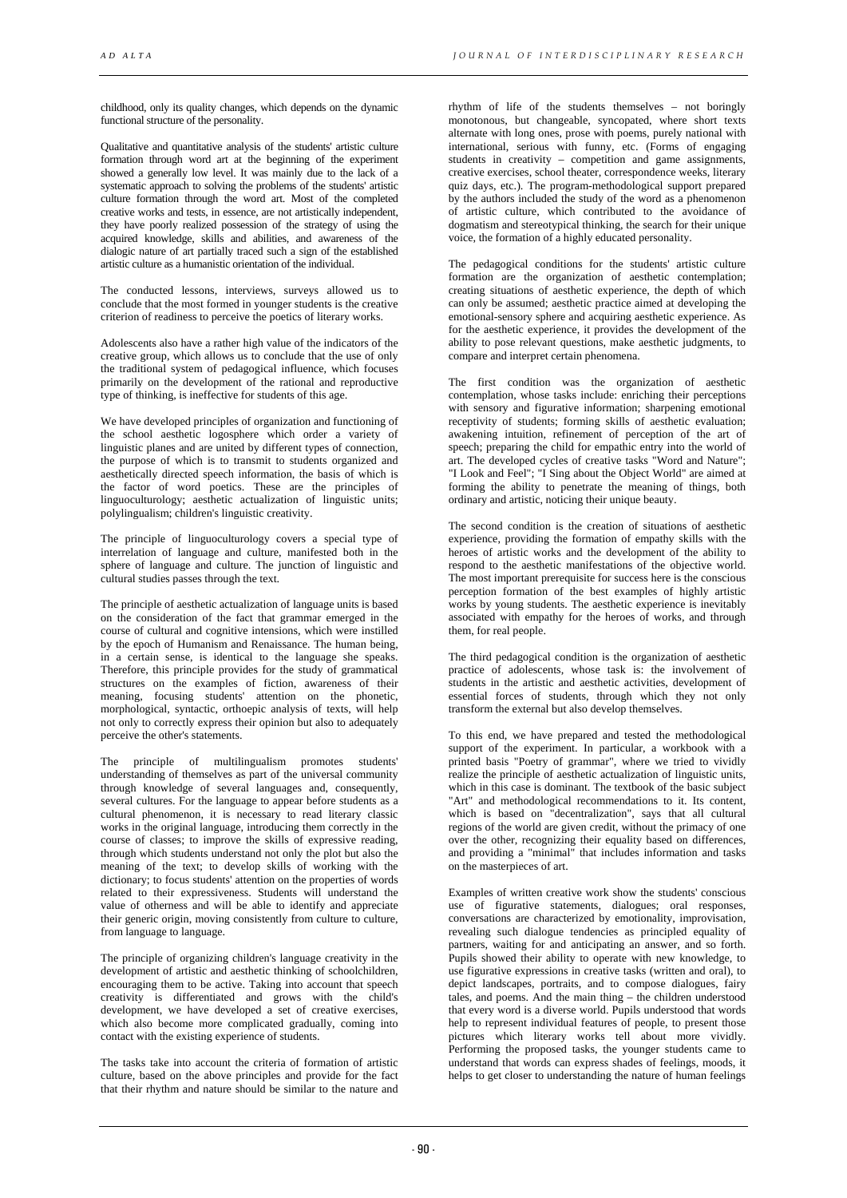childhood, only its quality changes, which depends on the dynamic functional structure of the personality.

Qualitative and quantitative analysis of the students' artistic culture formation through word art at the beginning of the experiment showed a generally low level. It was mainly due to the lack of a systematic approach to solving the problems of the students' artistic culture formation through the word art. Most of the completed creative works and tests, in essence, are not artistically independent, they have poorly realized possession of the strategy of using the acquired knowledge, skills and abilities, and awareness of the dialogic nature of art partially traced such a sign of the established artistic culture as a humanistic orientation of the individual.

The conducted lessons, interviews, surveys allowed us to conclude that the most formed in younger students is the creative criterion of readiness to perceive the poetics of literary works.

Adolescents also have a rather high value of the indicators of the creative group, which allows us to conclude that the use of only the traditional system of pedagogical influence, which focuses primarily on the development of the rational and reproductive type of thinking, is ineffective for students of this age.

We have developed principles of organization and functioning of the school aesthetic logosphere which order a variety of linguistic planes and are united by different types of connection, the purpose of which is to transmit to students organized and aesthetically directed speech information, the basis of which is the factor of word poetics. These are the principles of linguoculturology; aesthetic actualization of linguistic units; polylingualism; children's linguistic creativity.

The principle of linguoculturology covers a special type of interrelation of language and culture, manifested both in the sphere of language and culture. The junction of linguistic and cultural studies passes through the text.

The principle of aesthetic actualization of language units is based on the consideration of the fact that grammar emerged in the course of cultural and cognitive intensions, which were instilled by the epoch of Humanism and Renaissance. The human being, in a certain sense, is identical to the language she speaks. Therefore, this principle provides for the study of grammatical structures on the examples of fiction, awareness of their meaning, focusing students' attention on the phonetic, morphological, syntactic, orthoepic analysis of texts, will help not only to correctly express their opinion but also to adequately perceive the other's statements.

The principle of multilingualism promotes students' understanding of themselves as part of the universal community through knowledge of several languages and, consequently, several cultures. For the language to appear before students as a cultural phenomenon, it is necessary to read literary classic works in the original language, introducing them correctly in the course of classes; to improve the skills of expressive reading, through which students understand not only the plot but also the meaning of the text; to develop skills of working with the dictionary; to focus students' attention on the properties of words related to their expressiveness. Students will understand the value of otherness and will be able to identify and appreciate their generic origin, moving consistently from culture to culture, from language to language.

The principle of organizing children's language creativity in the development of artistic and aesthetic thinking of schoolchildren, encouraging them to be active. Taking into account that speech creativity is differentiated and grows with the child's development, we have developed a set of creative exercises, which also become more complicated gradually, coming into contact with the existing experience of students.

The tasks take into account the criteria of formation of artistic culture, based on the above principles and provide for the fact that their rhythm and nature should be similar to the nature and rhythm of life of the students themselves – not boringly monotonous, but changeable, syncopated, where short texts alternate with long ones, prose with poems, purely national with international, serious with funny, etc. (Forms of engaging students in creativity – competition and game assignments, creative exercises, school theater, correspondence weeks, literary quiz days, etc.). The program-methodological support prepared by the authors included the study of the word as a phenomenon of artistic culture, which contributed to the avoidance of dogmatism and stereotypical thinking, the search for their unique voice, the formation of a highly educated personality.

The pedagogical conditions for the students' artistic culture formation are the organization of aesthetic contemplation; creating situations of aesthetic experience, the depth of which can only be assumed; aesthetic practice aimed at developing the emotional-sensory sphere and acquiring aesthetic experience. As for the aesthetic experience, it provides the development of the ability to pose relevant questions, make aesthetic judgments, to compare and interpret certain phenomena.

The first condition was the organization of aesthetic contemplation, whose tasks include: enriching their perceptions with sensory and figurative information; sharpening emotional receptivity of students; forming skills of aesthetic evaluation; awakening intuition, refinement of perception of the art of speech; preparing the child for empathic entry into the world of art. The developed cycles of creative tasks "Word and Nature"; "I Look and Feel"; "I Sing about the Object World" are aimed at forming the ability to penetrate the meaning of things, both ordinary and artistic, noticing their unique beauty.

The second condition is the creation of situations of aesthetic experience, providing the formation of empathy skills with the heroes of artistic works and the development of the ability to respond to the aesthetic manifestations of the objective world. The most important prerequisite for success here is the conscious perception formation of the best examples of highly artistic works by young students. The aesthetic experience is inevitably associated with empathy for the heroes of works, and through them, for real people.

The third pedagogical condition is the organization of aesthetic practice of adolescents, whose task is: the involvement of students in the artistic and aesthetic activities, development of essential forces of students, through which they not only transform the external but also develop themselves.

To this end, we have prepared and tested the methodological support of the experiment. In particular, a workbook with a printed basis "Poetry of grammar", where we tried to vividly realize the principle of aesthetic actualization of linguistic units, which in this case is dominant. The textbook of the basic subject "Art" and methodological recommendations to it. Its content, which is based on "decentralization", says that all cultural regions of the world are given credit, without the primacy of one over the other, recognizing their equality based on differences, and providing a "minimal" that includes information and tasks on the masterpieces of art.

Examples of written creative work show the students' conscious use of figurative statements, dialogues; oral responses, conversations are characterized by emotionality, improvisation, revealing such dialogue tendencies as principled equality of partners, waiting for and anticipating an answer, and so forth. Pupils showed their ability to operate with new knowledge, to use figurative expressions in creative tasks (written and oral), to depict landscapes, portraits, and to compose dialogues, fairy tales, and poems. And the main thing – the children understood that every word is a diverse world. Pupils understood that words help to represent individual features of people, to present those pictures which literary works tell about more vividly. Performing the proposed tasks, the younger students came to understand that words can express shades of feelings, moods, it helps to get closer to understanding the nature of human feelings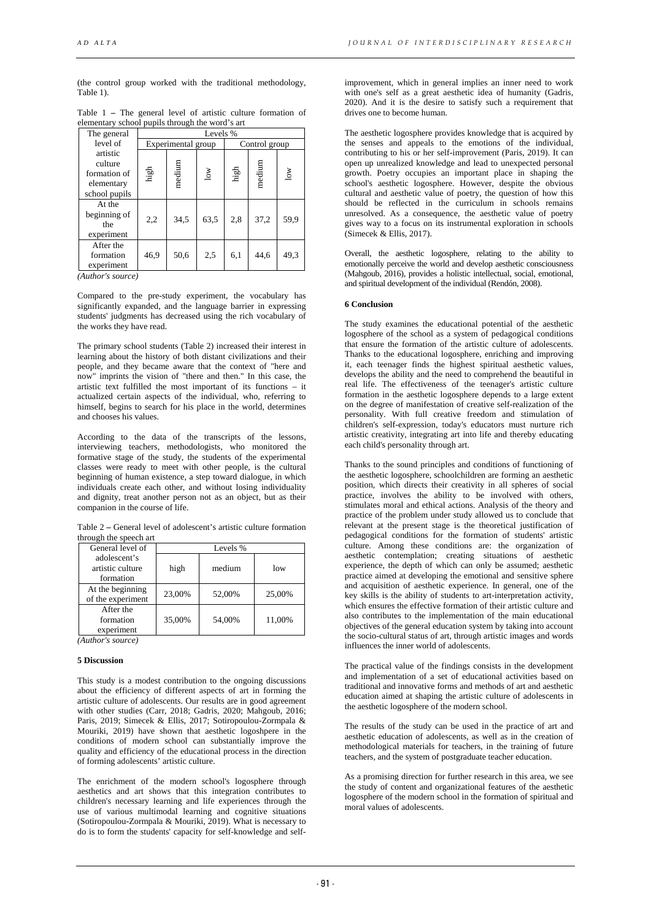(the control group worked with the traditional methodology, Table 1).

Table 1 – The general level of artistic culture formation of elementary school pupils through the word's art

| The general level of artistic culture formation of elementary school pupils | Levels % | | | | | |
|---|---|---|---|---|---|---|
| | Experimental group | | | Control group | | |
| | high | medium | low | high | medium | low |
| At the beginning of the experiment | 2,2 | 34,5 | 63,5 | 2,8 | 37,2 | 59,9 |
| After the formation experiment | 46,9 | 50,6 | 2,5 | 6,1 | 44,6 | 49,3 |

*(Author's source)*

Compared to the pre-study experiment, the vocabulary has significantly expanded, and the language barrier in expressing students' judgments has decreased using the rich vocabulary of the works they have read.

The primary school students (Table 2) increased their interest in learning about the history of both distant civilizations and their people, and they became aware that the context of "here and now" imprints the vision of "there and then." In this case, the artistic text fulfilled the most important of its functions – it actualized certain aspects of the individual, who, referring to himself, begins to search for his place in the world, determines and chooses his values.

According to the data of the transcripts of the lessons, interviewing teachers, methodologists, who monitored the formative stage of the study, the students of the experimental classes were ready to meet with other people, is the cultural beginning of human existence, a step toward dialogue, in which individuals create each other, and without losing individuality and dignity, treat another person not as an object, but as their companion in the course of life.

Table 2 – General level of adolescent's artistic culture formation through the speech art

| General level of adolescent's artistic culture formation | Levels % | | |
|---|---|---|---|
| | high | medium | low |
| At the beginning of the experiment | 23,00% | 52,00% | 25,00% |
| After the formation experiment | 35,00% | 54,00% | 11,00% |

*(Author's source)*

## 5 Discussion

This study is a modest contribution to the ongoing discussions about the efficiency of different aspects of art in forming the artistic culture of adolescents. Our results are in good agreement with other studies (Carr, 2018; Gadris, 2020; Mahgoub, 2016; Paris, 2019; Simecek & Ellis, 2017; Sotiropoulou-Zormpala & Mouriki, 2019) have shown that aesthetic logoshpere in the conditions of modern school can substantially improve the quality and efficiency of the educational process in the direction of forming adolescents' artistic culture.

The enrichment of the modern school's logosphere through aesthetics and art shows that this integration contributes to children's necessary learning and life experiences through the use of various multimodal learning and cognitive situations (Sotiropoulou-Zormpala & Mouriki, 2019). What is necessary to do is to form the students' capacity for self-knowledge and self-improvement, which in general implies an inner need to work with one's self as a great aesthetic idea of humanity (Gadris, 2020). And it is the desire to satisfy such a requirement that drives one to become human.

The aesthetic logosphere provides knowledge that is acquired by the senses and appeals to the emotions of the individual, contributing to his or her self-improvement (Paris, 2019). It can open up unrealized knowledge and lead to unexpected personal growth. Poetry occupies an important place in shaping the school's aesthetic logosphere. However, despite the obvious cultural and aesthetic value of poetry, the question of how this should be reflected in the curriculum in schools remains unresolved. As a consequence, the aesthetic value of poetry gives way to a focus on its instrumental exploration in schools (Simecek & Ellis, 2017).

Overall, the aesthetic logosphere, relating to the ability to emotionally perceive the world and develop aesthetic consciousness (Mahgoub, 2016), provides a holistic intellectual, social, emotional, and spiritual development of the individual (Rendón, 2008).

## 6 Conclusion

The study examines the educational potential of the aesthetic logosphere of the school as a system of pedagogical conditions that ensure the formation of the artistic culture of adolescents. Thanks to the educational logosphere, enriching and improving it, each teenager finds the highest spiritual aesthetic values, develops the ability and the need to comprehend the beautiful in real life. The effectiveness of the teenager's artistic culture formation in the aesthetic logosphere depends to a large extent on the degree of manifestation of creative self-realization of the personality. With full creative freedom and stimulation of children's self-expression, today's educators must nurture rich artistic creativity, integrating art into life and thereby educating each child's personality through art.

Thanks to the sound principles and conditions of functioning of the aesthetic logosphere, schoolchildren are forming an aesthetic position, which directs their creativity in all spheres of social practice, involves the ability to be involved with others, stimulates moral and ethical actions. Analysis of the theory and practice of the problem under study allowed us to conclude that relevant at the present stage is the theoretical justification of pedagogical conditions for the formation of students' artistic culture. Among these conditions are: the organization of aesthetic contemplation; creating situations of aesthetic experience, the depth of which can only be assumed; aesthetic practice aimed at developing the emotional and sensitive sphere and acquisition of aesthetic experience. In general, one of the key skills is the ability of students to art-interpretation activity, which ensures the effective formation of their artistic culture and also contributes to the implementation of the main educational objectives of the general education system by taking into account the socio-cultural status of art, through artistic images and words influences the inner world of adolescents.

The practical value of the findings consists in the development and implementation of a set of educational activities based on traditional and innovative forms and methods of art and aesthetic education aimed at shaping the artistic culture of adolescents in the aesthetic logosphere of the modern school.

The results of the study can be used in the practice of art and aesthetic education of adolescents, as well as in the creation of methodological materials for teachers, in the training of future teachers, and the system of postgraduate teacher education.

As a promising direction for further research in this area, we see the study of content and organizational features of the aesthetic logosphere of the modern school in the formation of spiritual and moral values of adolescents.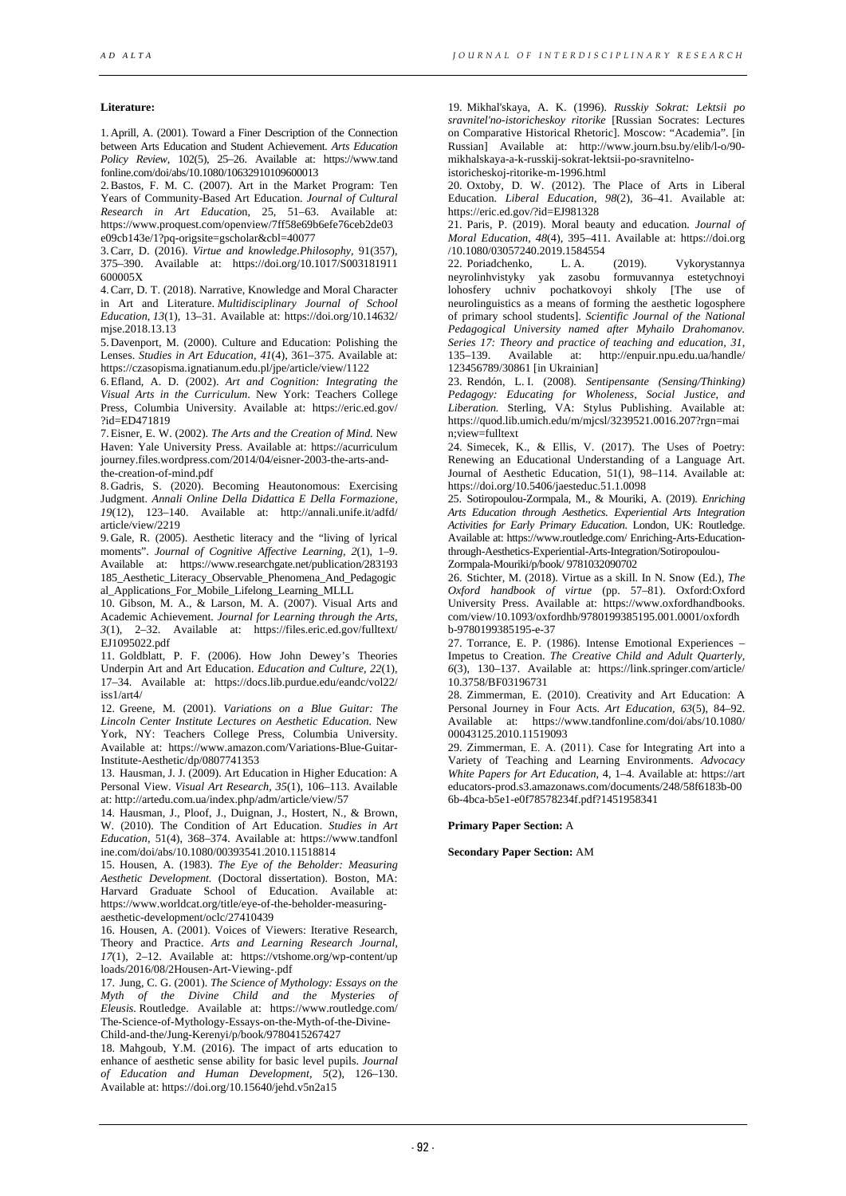**Literature:**

1. Aprill, A. (2001). Toward a Finer Description of the Connection between Arts Education and Student Achievement. *Arts Education Policy Review,* 102(5), 25–26. Available at: https://www.tandfonline.com/doi/abs/10.1080/10632910109600013

2. Bastos, F. M. C. (2007). Art in the Market Program: Ten Years of Community-Based Art Education. *Journal of Cultural Research in Art Educatio*n, 25, 51–63. Available at: https://www.proquest.com/openview/7ff58e69b6efe76ceb2de03e09cb143e/1?pq-origsite=gscholar&cbl=40077

3. Carr, D. (2016). *Virtue and knowledge.Philosophy*, 91(357), 375–390. Available at: https://doi.org/10.1017/S003181911600005X

4. Carr, D. T. (2018). Narrative, Knowledge and Moral Character in Art and Literature. *Multidisciplinary Journal of School Education*, *13*(1), 13–31. Available at: https://doi.org/10.14632/mjse.2018.13.13

5. Davenport, M. (2000). Culture and Education: Polishing the Lenses. *Studies in Art Education*, *41*(4), 361–375. Available at: https://czasopisma.ignatianum.edu.pl/jpe/article/view/1122

6. Efland, A. D. (2002). *Art and Cognition: Integrating the Visual Arts in the Curriculum*. New York: Teachers College Press, Columbia University. Available at: https://eric.ed.gov/?id=ED471819

7. Eisner, E. W. (2002). *The Arts and the Creation of Mind.* New Haven: Yale University Press. Available at: https://acurriculumjourney.files.wordpress.com/2014/04/eisner-2003-the-arts-and-the-creation-of-mind.pdf

8. Gadris, S. (2020). Becoming Heautonomous: Exercising Judgment. *Annali Online Della Didattica E Della Formazione*, *19*(12), 123–140. Available at: http://annali.unife.it/adfd/article/view/2219

9. Gale, R. (2005). Aesthetic literacy and the "living of lyrical moments". *Journal of Cognitive Affective Learning*, *2*(1), 1–9. Available at: https://www.researchgate.net/publication/283193185_Aesthetic_Literacy_Observable_Phenomena_And_Pedagogical_Applications_For_Mobile_Lifelong_Learning_MLLL

10. Gibson, M. A., & Larson, M. A. (2007). Visual Arts and Academic Achievement. *Journal for Learning through the Arts*, *3*(1), 2–32. Available at: https://files.eric.ed.gov/fulltext/EJ1095022.pdf

11. Goldblatt, P. F. (2006). How John Dewey's Theories Underpin Art and Art Education. *Education and Culture*, *22*(1), 17–34. Available at: https://docs.lib.purdue.edu/eandc/vol22/iss1/art4/

12. Greene, M. (2001). *Variations on a Blue Guitar: The Lincoln Center Institute Lectures on Aesthetic Education.* New York, NY: Teachers College Press, Columbia University. Available at: https://www.amazon.com/Variations-Blue-Guitar-Institute-Aesthetic/dp/0807741353

13. Hausman, J. J. (2009). Art Education in Higher Education: A Personal View. *Visual Art Research*, *35*(1), 106–113. Available at: http://artedu.com.ua/index.php/adm/article/view/57

14. Hausman, J., Ploof, J., Duignan, J., Hostert, N., & Brown, W. (2010). The Condition of Art Education. *Studies in Art Education*, 51(4), 368–374. Available at: https://www.tandfonline.com/doi/abs/10.1080/00393541.2010.11518814

15. Housen, A. (1983). *The Eye of the Beholder: Measuring Aesthetic Development.* (Doctoral dissertation). Boston, MA: Harvard Graduate School of Education. Available at: https://www.worldcat.org/title/eye-of-the-beholder-measuring-aesthetic-development/oclc/27410439

16. Housen, A. (2001). Voices of Viewers: Iterative Research, Theory and Practice. *Arts and Learning Research Journal*, *17*(1), 2–12. Available at: https://vtshome.org/wp-content/uploads/2016/08/2Housen-Art-Viewing-.pdf

17. Jung, C. G. (2001). *The Science of Mythology: Essays on the Myth of the Divine Child and the Mysteries of Eleusis*. Routledge. Available at: https://www.routledge.com/The-Science-of-Mythology-Essays-on-the-Myth-of-the-Divine-Child-and-the/Jung-Kerenyi/p/book/9780415267427

18. Mahgoub, Y.M. (2016). The impact of arts education to enhance of aesthetic sense ability for basic level pupils. *Journal of Education and Human Development*, *5*(2), 126–130. Available at: https://doi.org/10.15640/jehd.v5n2a15

19. Mikhal'skaya, A. K. (1996). *Russkiy Sokrat: Lektsii po sravnitel'no-istoricheskoy ritorike* [Russian Socrates: Lectures on Comparative Historical Rhetoric]. Moscow: "Academia". [in Russian] Available at: http://www.journ.bsu.by/elib/l-o/90-mikhalskaya-a-k-russkij-sokrat-lektsii-po-sravnitelno-istoricheskoj-ritorike-m-1996.html

20. Oxtoby, D. W. (2012). The Place of Arts in Liberal Education. *Liberal Education*, *98*(2), 36–41. Available at: https://eric.ed.gov/?id=EJ981328

21. Paris, P. (2019). Moral beauty and education. *Journal of Moral Education*, *48*(4), 395–411. Available at: https://doi.org/10.1080/03057240.2019.1584554

22. Poriadchenko, L. A. (2019). Vykorystannya neyrolinhvistyky yak zasobu formuvannya estetychnoyi lohosfery uchniv pochatkovoyi shkoly [The use of neurolinguistics as a means of forming the aesthetic logosphere of primary school students]. *Scientific Journal of the National Pedagogical University named after Myhailo Drahomanov. Series 17: Theory and practice of teaching and education, 31*, 135–139. Available at: http://enpuir.npu.edu.ua/handle/123456789/30861 [in Ukrainian]

23. Rendón, L. I. (2008). *Sentipensante (Sensing/Thinking) Pedagogy: Educating for Wholeness, Social Justice, and Liberation.* Sterling, VA: Stylus Publishing. Available at: https://quod.lib.umich.edu/m/mjcsl/3239521.0016.207?rgn=main;view=fulltext

24. Simecek, K., & Ellis, V. (2017). The Uses of Poetry: Renewing an Educational Understanding of a Language Art. Journal of Aesthetic Education, 51(1), 98–114. Available at: https://doi.org/10.5406/jaesteduc.51.1.0098

25. Sotiropoulou-Zormpala, M., & Mouriki, A. (2019). *Enriching Arts Education through Aesthetics. Experiential Arts Integration Activities for Early Primary Education.* London, UK: Routledge. Available at: https://www.routledge.com/ Enriching-Arts-Education-through-Aesthetics-Experiential-Arts-Integration/Sotiropoulou-Zormpala-Mouriki/p/book/ 9781032090702

26. Stichter, M. (2018). Virtue as a skill. In N. Snow (Ed.), *The Oxford handbook of virtue* (pp. 57–81). Oxford:Oxford University Press. Available at: https://www.oxfordhandbooks.com/view/10.1093/oxfordhb/9780199385195.001.0001/oxfordhb-9780199385195-e-37

27. Torrance, E. P. (1986). Intense Emotional Experiences – Impetus to Creation. *The Creative Child and Adult Quarterly*, *6*(3), 130–137. Available at: https://link.springer.com/article/10.3758/BF03196731

28. Zimmerman, E. (2010). Creativity and Art Education: A Personal Journey in Four Acts. *Art Education*, *63*(5), 84–92. Available at: https://www.tandfonline.com/doi/abs/10.1080/00043125.2010.11519093

29. Zimmerman, E. A. (2011). Case for Integrating Art into a Variety of Teaching and Learning Environments. *Advocacy White Papers for Art Education*, 4, 1–4. Available at: https://arteducators-prod.s3.amazonaws.com/documents/248/58f6183b-006b-4bca-b5e1-e0f78578234f.pdf?1451958341

**Primary Paper Section:** A

**Secondary Paper Section:** AM